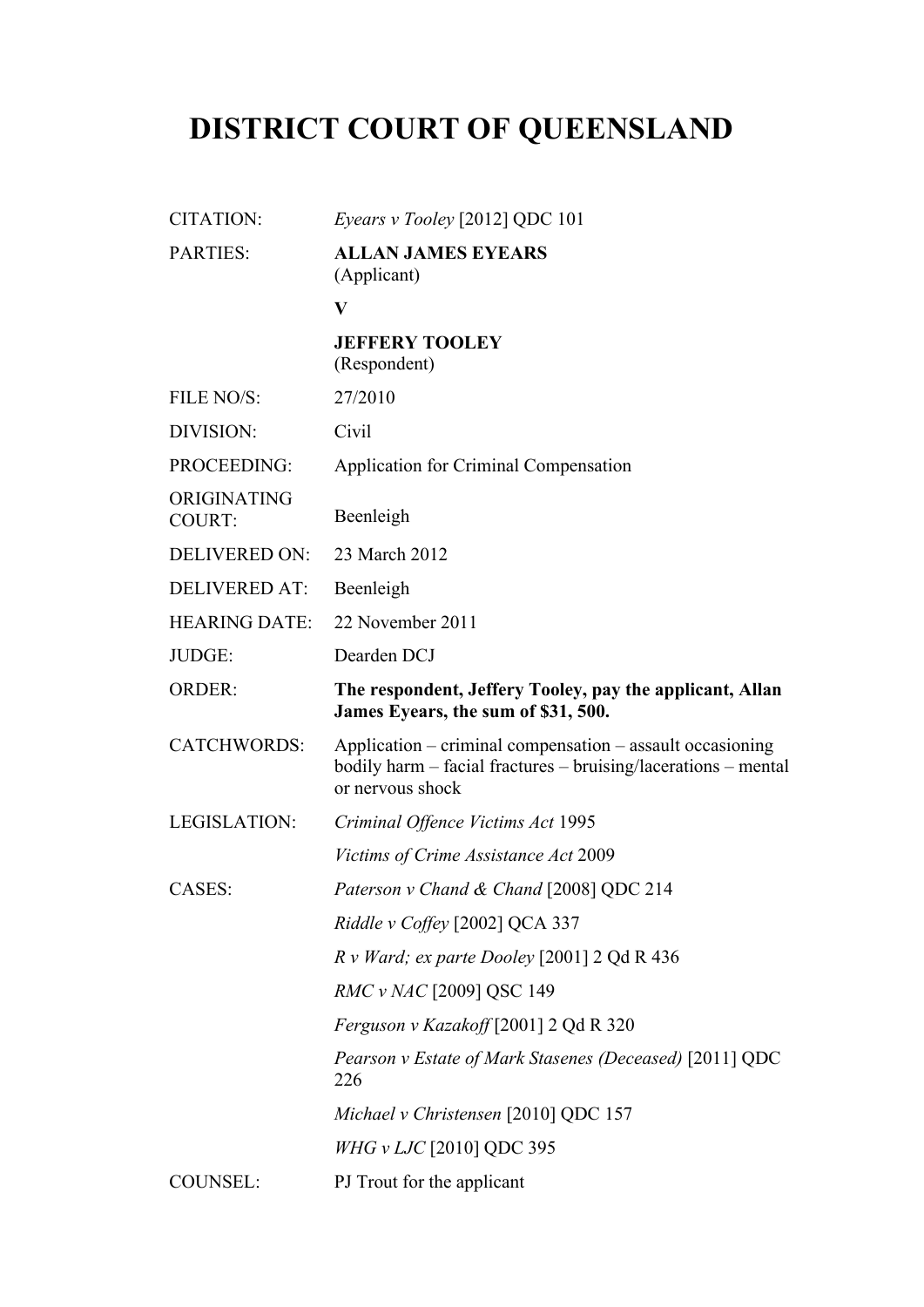# DISTRICT COURT OF QUEENSLAND

| | |
|---|---|
| CITATION: | *Eyears v Tooley* [2012] QDC 101 |
| PARTIES: | **ALLAN JAMES EYEARS** (Applicant) **V** **JEFFERY TOOLEY** (Respondent) |
| FILE NO/S: | 27/2010 |
| DIVISION: | Civil |
| PROCEEDING: | Application for Criminal Compensation |
| ORIGINATING COURT: | Beenleigh |
| DELIVERED ON: | 23 March 2012 |
| DELIVERED AT: | Beenleigh |
| HEARING DATE: | 22 November 2011 |
| JUDGE: | Dearden DCJ |
| ORDER: | **The respondent, Jeffery Tooley, pay the applicant, Allan James Eyears, the sum of $31, 500.** |
| CATCHWORDS: | Application – criminal compensation – assault occasioning bodily harm – facial fractures – bruising/lacerations – mental or nervous shock |
| LEGISLATION: | *Criminal Offence Victims Act* 1995<br>*Victims of Crime Assistance Act* 2009 |
| CASES: | *Paterson v Chand & Chand* [2008] QDC 214<br>*Riddle v Coffey* [2002] QCA 337<br>*R v Ward; ex parte Dooley* [2001] 2 Qd R 436<br>*RMC v NAC* [2009] QSC 149<br>*Ferguson v Kazakoff* [2001] 2 Qd R 320<br>*Pearson v Estate of Mark Stasenes (Deceased)* [2011] QDC 226<br>*Michael v Christensen* [2010] QDC 157<br>*WHG v LJC* [2010] QDC 395 |
| COUNSEL: | PJ Trout for the applicant |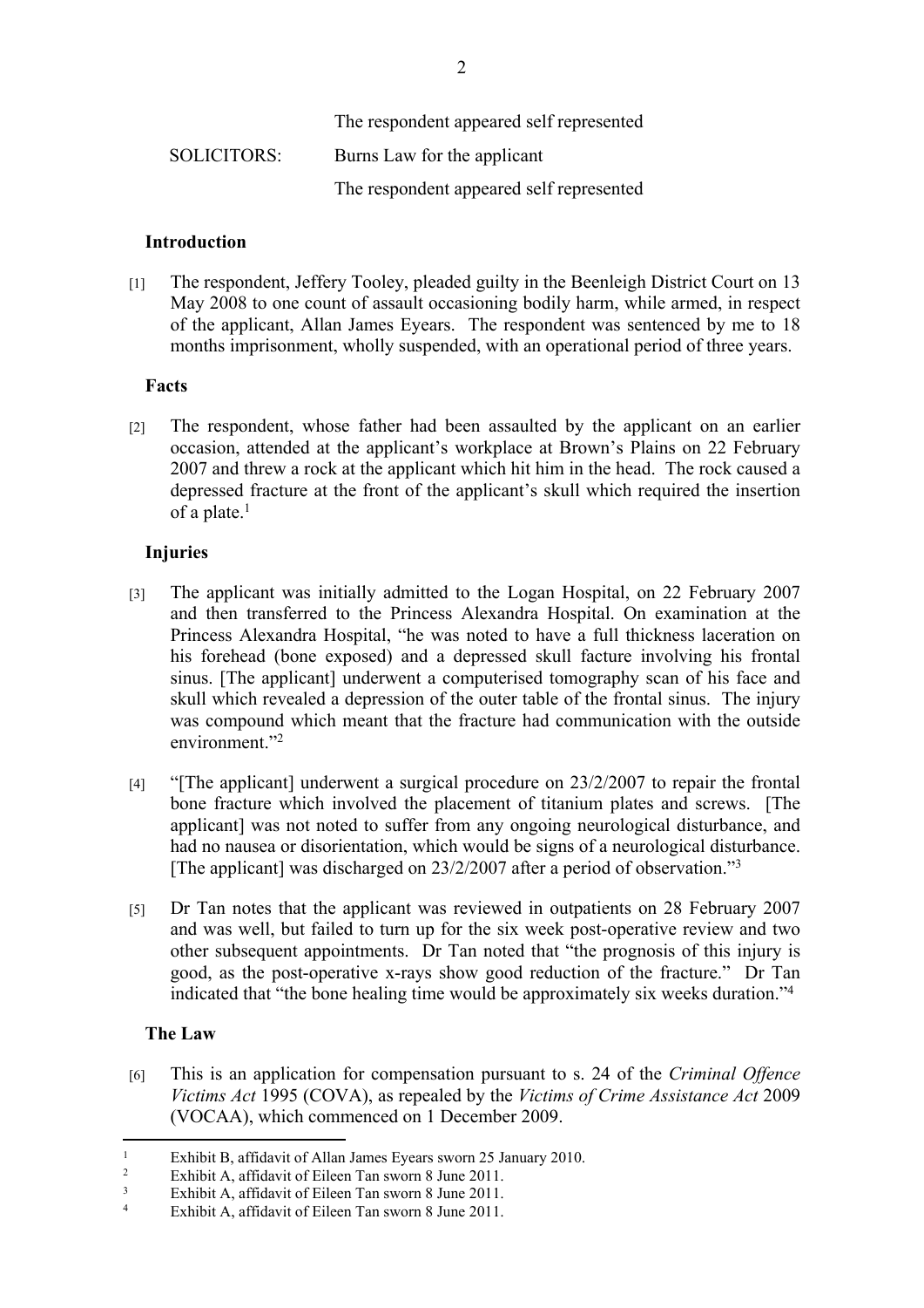| | |
|---|---|
| | The respondent appeared self represented |
| SOLICITORS: | Burns Law for the applicant |
| | The respondent appeared self represented |

## Introduction

[1] The respondent, Jeffery Tooley, pleaded guilty in the Beenleigh District Court on 13 May 2008 to one count of assault occasioning bodily harm, while armed, in respect of the applicant, Allan James Eyears. The respondent was sentenced by me to 18 months imprisonment, wholly suspended, with an operational period of three years.

## Facts

[2] The respondent, whose father had been assaulted by the applicant on an earlier occasion, attended at the applicant's workplace at Brown's Plains on 22 February 2007 and threw a rock at the applicant which hit him in the head. The rock caused a depressed fracture at the front of the applicant's skull which required the insertion of a plate.[1]

## Injuries

[3] The applicant was initially admitted to the Logan Hospital, on 22 February 2007 and then transferred to the Princess Alexandra Hospital. On examination at the Princess Alexandra Hospital, "he was noted to have a full thickness laceration on his forehead (bone exposed) and a depressed skull facture involving his frontal sinus. [The applicant] underwent a computerised tomography scan of his face and skull which revealed a depression of the outer table of the frontal sinus. The injury was compound which meant that the fracture had communication with the outside environment."[2]

[4] "[The applicant] underwent a surgical procedure on 23/2/2007 to repair the frontal bone fracture which involved the placement of titanium plates and screws. [The applicant] was not noted to suffer from any ongoing neurological disturbance, and had no nausea or disorientation, which would be signs of a neurological disturbance. [The applicant] was discharged on 23/2/2007 after a period of observation."[3]

[5] Dr Tan notes that the applicant was reviewed in outpatients on 28 February 2007 and was well, but failed to turn up for the six week post-operative review and two other subsequent appointments. Dr Tan noted that "the prognosis of this injury is good, as the post-operative x-rays show good reduction of the fracture." Dr Tan indicated that "the bone healing time would be approximately six weeks duration."[4]

## The Law

[6] This is an application for compensation pursuant to s. 24 of the *Criminal Offence Victims Act* 1995 (COVA), as repealed by the *Victims of Crime Assistance Act* 2009 (VOCAA), which commenced on 1 December 2009.

---

[1] Exhibit B, affidavit of Allan James Eyears sworn 25 January 2010.

[2] Exhibit A, affidavit of Eileen Tan sworn 8 June 2011.

[3] Exhibit A, affidavit of Eileen Tan sworn 8 June 2011.

[4] Exhibit A, affidavit of Eileen Tan sworn 8 June 2011.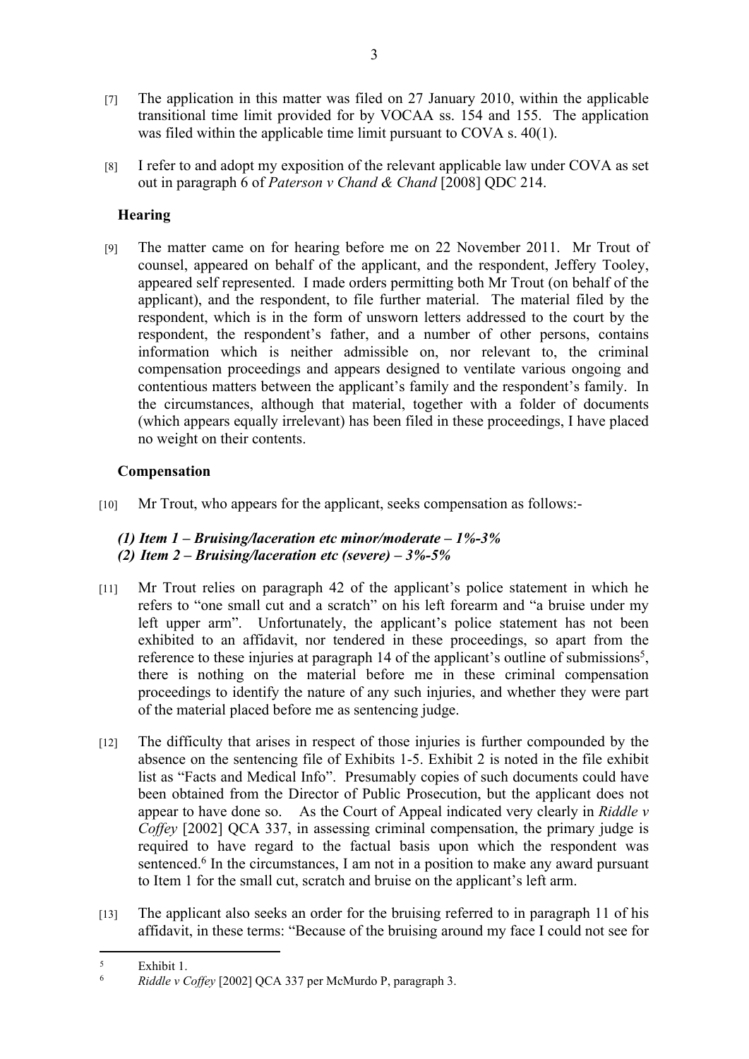[7] The application in this matter was filed on 27 January 2010, within the applicable transitional time limit provided for by VOCAA ss. 154 and 155. The application was filed within the applicable time limit pursuant to COVA s. 40(1).

[8] I refer to and adopt my exposition of the relevant applicable law under COVA as set out in paragraph 6 of *Paterson v Chand & Chand* [2008] QDC 214.

## Hearing

[9] The matter came on for hearing before me on 22 November 2011. Mr Trout of counsel, appeared on behalf of the applicant, and the respondent, Jeffery Tooley, appeared self represented. I made orders permitting both Mr Trout (on behalf of the applicant), and the respondent, to file further material. The material filed by the respondent, which is in the form of unsworn letters addressed to the court by the respondent, the respondent's father, and a number of other persons, contains information which is neither admissible on, nor relevant to, the criminal compensation proceedings and appears designed to ventilate various ongoing and contentious matters between the applicant's family and the respondent's family. In the circumstances, although that material, together with a folder of documents (which appears equally irrelevant) has been filed in these proceedings, I have placed no weight on their contents.

## Compensation

[10] Mr Trout, who appears for the applicant, seeks compensation as follows:-

***(1) Item 1 – Bruising/laceration etc minor/moderate – 1%-3%***
***(2) Item 2 – Bruising/laceration etc (severe) – 3%-5%***

[11] Mr Trout relies on paragraph 42 of the applicant's police statement in which he refers to "one small cut and a scratch" on his left forearm and "a bruise under my left upper arm". Unfortunately, the applicant's police statement has not been exhibited to an affidavit, nor tendered in these proceedings, so apart from the reference to these injuries at paragraph 14 of the applicant's outline of submissions[5], there is nothing on the material before me in these criminal compensation proceedings to identify the nature of any such injuries, and whether they were part of the material placed before me as sentencing judge.

[12] The difficulty that arises in respect of those injuries is further compounded by the absence on the sentencing file of Exhibits 1-5. Exhibit 2 is noted in the file exhibit list as "Facts and Medical Info". Presumably copies of such documents could have been obtained from the Director of Public Prosecution, but the applicant does not appear to have done so. As the Court of Appeal indicated very clearly in *Riddle v Coffey* [2002] QCA 337, in assessing criminal compensation, the primary judge is required to have regard to the factual basis upon which the respondent was sentenced.[6] In the circumstances, I am not in a position to make any award pursuant to Item 1 for the small cut, scratch and bruise on the applicant's left arm.

[13] The applicant also seeks an order for the bruising referred to in paragraph 11 of his affidavit, in these terms: "Because of the bruising around my face I could not see for

---

[5] Exhibit 1.

[6] *Riddle v Coffey* [2002] QCA 337 per McMurdo P, paragraph 3.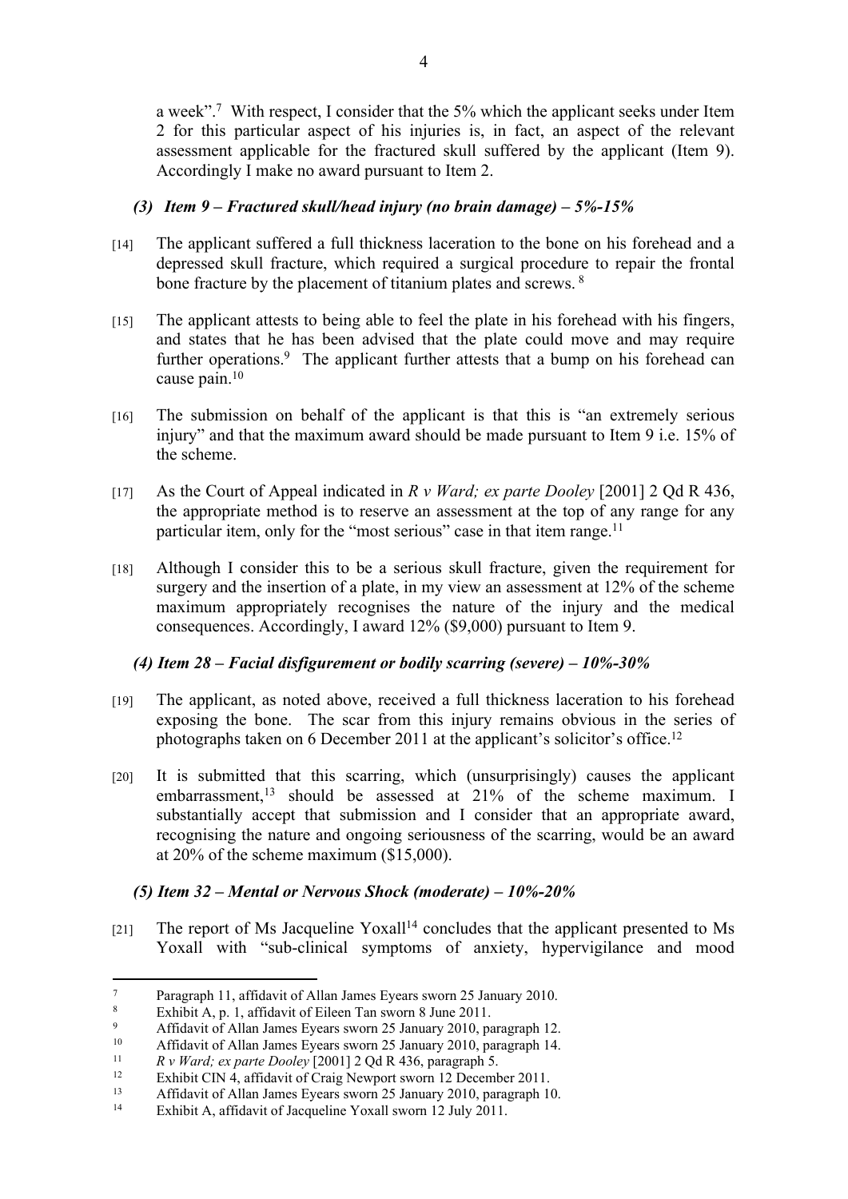a week".[7] With respect, I consider that the 5% which the applicant seeks under Item 2 for this particular aspect of his injuries is, in fact, an aspect of the relevant assessment applicable for the fractured skull suffered by the applicant (Item 9). Accordingly I make no award pursuant to Item 2.

### *(3) Item 9 – Fractured skull/head injury (no brain damage) – 5%-15%*

[14] The applicant suffered a full thickness laceration to the bone on his forehead and a depressed skull fracture, which required a surgical procedure to repair the frontal bone fracture by the placement of titanium plates and screws. [8]

[15] The applicant attests to being able to feel the plate in his forehead with his fingers, and states that he has been advised that the plate could move and may require further operations.[9] The applicant further attests that a bump on his forehead can cause pain.[10]

[16] The submission on behalf of the applicant is that this is "an extremely serious injury" and that the maximum award should be made pursuant to Item 9 i.e. 15% of the scheme.

[17] As the Court of Appeal indicated in *R v Ward; ex parte Dooley* [2001] 2 Qd R 436, the appropriate method is to reserve an assessment at the top of any range for any particular item, only for the "most serious" case in that item range.[11]

[18] Although I consider this to be a serious skull fracture, given the requirement for surgery and the insertion of a plate, in my view an assessment at 12% of the scheme maximum appropriately recognises the nature of the injury and the medical consequences. Accordingly, I award 12% ($9,000) pursuant to Item 9.

### *(4) Item 28 – Facial disfigurement or bodily scarring (severe) – 10%-30%*

[19] The applicant, as noted above, received a full thickness laceration to his forehead exposing the bone. The scar from this injury remains obvious in the series of photographs taken on 6 December 2011 at the applicant's solicitor's office.[12]

[20] It is submitted that this scarring, which (unsurprisingly) causes the applicant embarrassment,[13] should be assessed at 21% of the scheme maximum. I substantially accept that submission and I consider that an appropriate award, recognising the nature and ongoing seriousness of the scarring, would be an award at 20% of the scheme maximum ($15,000).

### *(5) Item 32 – Mental or Nervous Shock (moderate) – 10%-20%*

[21] The report of Ms Jacqueline Yoxall[14] concludes that the applicant presented to Ms Yoxall with "sub-clinical symptoms of anxiety, hypervigilance and mood

---

[7] Paragraph 11, affidavit of Allan James Eyears sworn 25 January 2010.
[8] Exhibit A, p. 1, affidavit of Eileen Tan sworn 8 June 2011.
[9] Affidavit of Allan James Eyears sworn 25 January 2010, paragraph 12.
[10] Affidavit of Allan James Eyears sworn 25 January 2010, paragraph 14.
[11] *R v Ward; ex parte Dooley* [2001] 2 Qd R 436, paragraph 5.
[12] Exhibit CIN 4, affidavit of Craig Newport sworn 12 December 2011.
[13] Affidavit of Allan James Eyears sworn 25 January 2010, paragraph 10.
[14] Exhibit A, affidavit of Jacqueline Yoxall sworn 12 July 2011.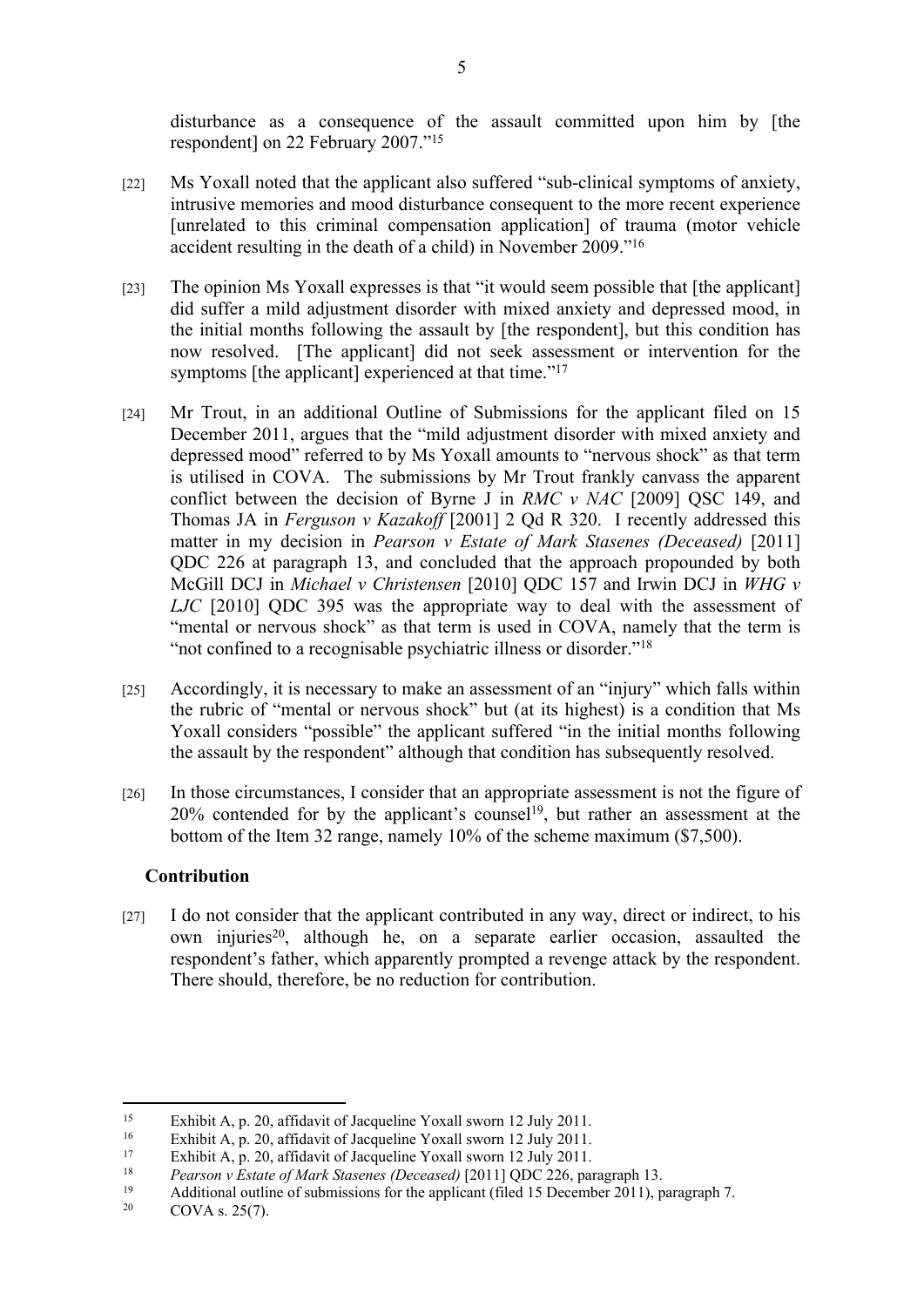disturbance as a consequence of the assault committed upon him by [the respondent] on 22 February 2007."[15]

[22] Ms Yoxall noted that the applicant also suffered "sub-clinical symptoms of anxiety, intrusive memories and mood disturbance consequent to the more recent experience [unrelated to this criminal compensation application] of trauma (motor vehicle accident resulting in the death of a child) in November 2009."[16]

[23] The opinion Ms Yoxall expresses is that "it would seem possible that [the applicant] did suffer a mild adjustment disorder with mixed anxiety and depressed mood, in the initial months following the assault by [the respondent], but this condition has now resolved. [The applicant] did not seek assessment or intervention for the symptoms [the applicant] experienced at that time."[17]

[24] Mr Trout, in an additional Outline of Submissions for the applicant filed on 15 December 2011, argues that the "mild adjustment disorder with mixed anxiety and depressed mood" referred to by Ms Yoxall amounts to "nervous shock" as that term is utilised in COVA. The submissions by Mr Trout frankly canvass the apparent conflict between the decision of Byrne J in *RMC v NAC* [2009] QSC 149, and Thomas JA in *Ferguson v Kazakoff* [2001] 2 Qd R 320. I recently addressed this matter in my decision in *Pearson v Estate of Mark Stasenes (Deceased)* [2011] QDC 226 at paragraph 13, and concluded that the approach propounded by both McGill DCJ in *Michael v Christensen* [2010] QDC 157 and Irwin DCJ in *WHG v LJC* [2010] QDC 395 was the appropriate way to deal with the assessment of "mental or nervous shock" as that term is used in COVA, namely that the term is "not confined to a recognisable psychiatric illness or disorder."[18]

[25] Accordingly, it is necessary to make an assessment of an "injury" which falls within the rubric of "mental or nervous shock" but (at its highest) is a condition that Ms Yoxall considers "possible" the applicant suffered "in the initial months following the assault by the respondent" although that condition has subsequently resolved.

[26] In those circumstances, I consider that an appropriate assessment is not the figure of 20% contended for by the applicant's counsel[19], but rather an assessment at the bottom of the Item 32 range, namely 10% of the scheme maximum ($7,500).

## Contribution

[27] I do not consider that the applicant contributed in any way, direct or indirect, to his own injuries[20], although he, on a separate earlier occasion, assaulted the respondent's father, which apparently prompted a revenge attack by the respondent. There should, therefore, be no reduction for contribution.

---

[15] Exhibit A, p. 20, affidavit of Jacqueline Yoxall sworn 12 July 2011.

[16] Exhibit A, p. 20, affidavit of Jacqueline Yoxall sworn 12 July 2011.

[17] Exhibit A, p. 20, affidavit of Jacqueline Yoxall sworn 12 July 2011.

[18] *Pearson v Estate of Mark Stasenes (Deceased)* [2011] QDC 226, paragraph 13.

[19] Additional outline of submissions for the applicant (filed 15 December 2011), paragraph 7.

[20] COVA s. 25(7).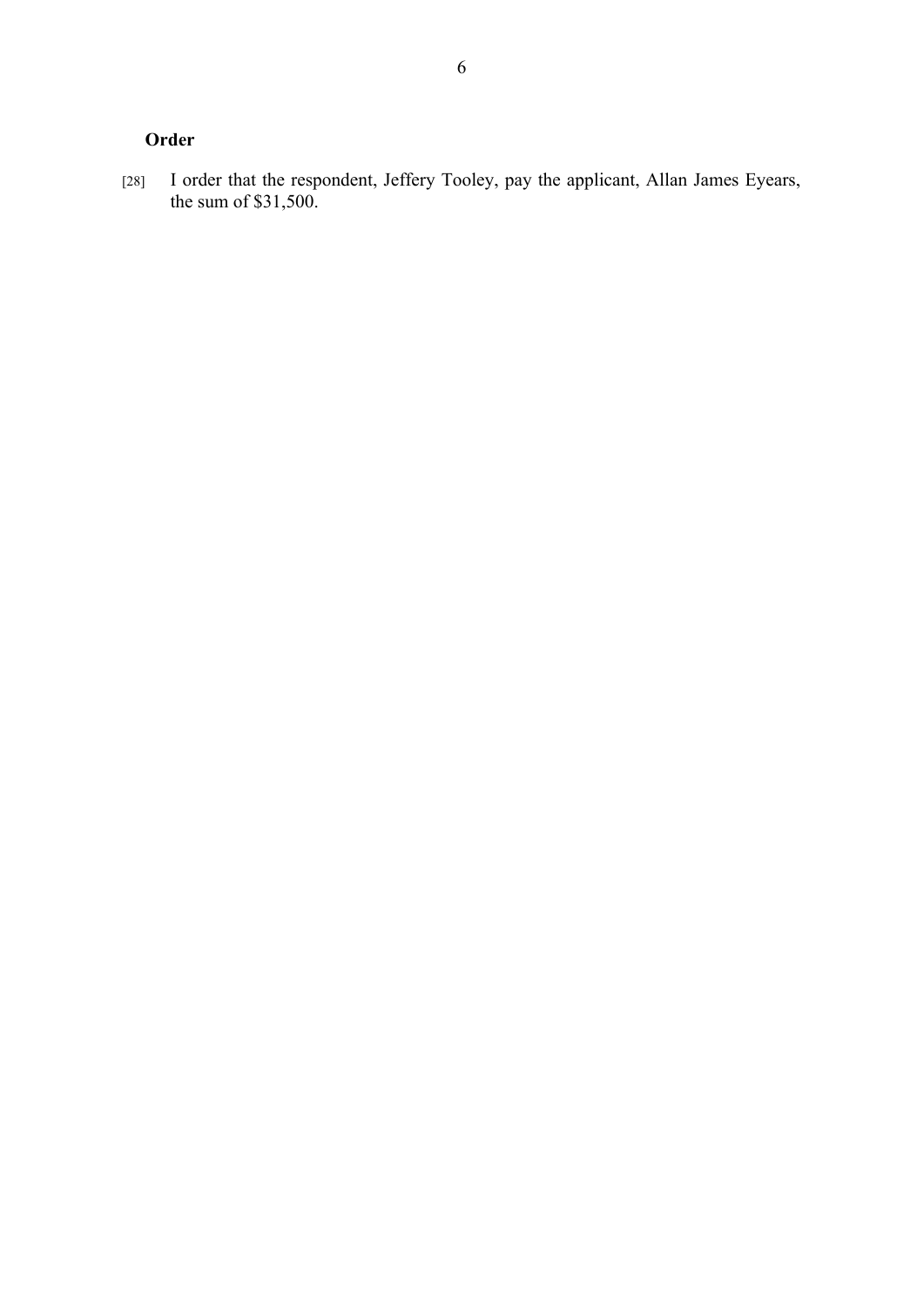## Order

[28] I order that the respondent, Jeffery Tooley, pay the applicant, Allan James Eyears, the sum of $31,500.